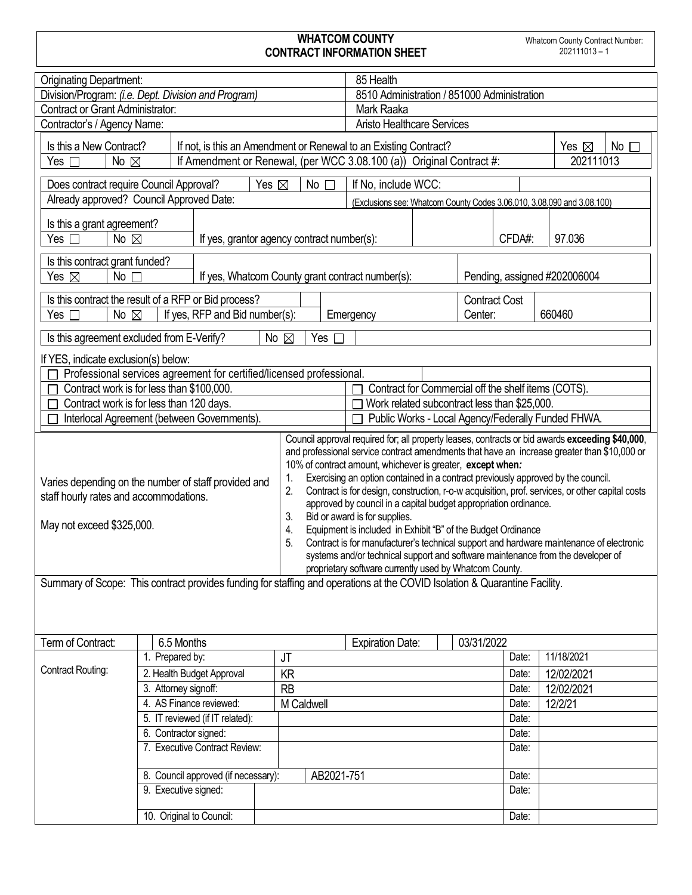# WHATCOM COUNTY
## CONTRACT INFORMATION SHEET

Whatcom County Contract Number: 202111013 – 1

| | |
|---|---|
| Originating Department: | 85 Health |
| Division/Program: *(i.e. Dept. Division and Program)* | 8510 Administration / 851000 Administration |
| Contract or Grant Administrator: | Mark Raaka |
| Contractor's / Agency Name: | Aristo Healthcare Services |

| | | | | |
|---|---|---|---|---|
| Is this a New Contract? | | If not, is this an Amendment or Renewal to an Existing Contract? | Yes ☒ | No ☐ |
| Yes ☐ | No ☒ | If Amendment or Renewal, (per WCC 3.08.100 (a)) Original Contract #: | 202111013 | |

| | | | | |
|---|---|---|---|---|
| Does contract require Council Approval? | Yes ☒ | No ☐ | If No, include WCC: | |
| Already approved? Council Approved Date: | | | (Exclusions see: Whatcom County Codes 3.06.010, 3.08.090 and 3.08.100) | |

| | | | | | |
|---|---|---|---|---|---|
| Is this a grant agreement? | | | | | |
| Yes ☐ | No ☒ | If yes, grantor agency contract number(s): | | CFDA#: | 97.036 |

| | | | |
|---|---|---|---|
| Is this contract grant funded? | | | |
| Yes ☒ | No ☐ | If yes, Whatcom County grant contract number(s): | Pending, assigned #202006004 |

| | | | | | |
|---|---|---|---|---|---|
| Is this contract the result of a RFP or Bid process? | | | | Contract Cost | |
| Yes ☐ | No ☒ | If yes, RFP and Bid number(s): | Emergency | Center: | 660460 |

| | | |
|---|---|---|
| Is this agreement excluded from E-Verify? | No ☒ | Yes ☐ |

If YES, indicate exclusion(s) below:

| | |
|---|---|
| ☐ Professional services agreement for certified/licensed professional. | |
| ☐ Contract work is for less than $100,000. | ☐ Contract for Commercial off the shelf items (COTS). |
| ☐ Contract work is for less than 120 days. | ☐ Work related subcontract less than $25,000. |
| ☐ Interlocal Agreement (between Governments). | ☐ Public Works - Local Agency/Federally Funded FHWA. |

Varies depending on the number of staff provided and staff hourly rates and accommodations.

May not exceed $325,000.

Council approval required for; all property leases, contracts or bid awards **exceeding $40,000**, and professional service contract amendments that have an increase greater than $10,000 or 10% of contract amount, whichever is greater, **except when*:***

1. Exercising an option contained in a contract previously approved by the council.
2. Contract is for design, construction, r-o-w acquisition, prof. services, or other capital costs approved by council in a capital budget appropriation ordinance.
3. Bid or award is for supplies.
4. Equipment is included in Exhibit "B" of the Budget Ordinance
5. Contract is for manufacturer's technical support and hardware maintenance of electronic systems and/or technical support and software maintenance from the developer of proprietary software currently used by Whatcom County.

Summary of Scope: This contract provides funding for staffing and operations at the COVID Isolation & Quarantine Facility.

| | | | | |
|---|---|---|---|---|
| Term of Contract: | 6.5 Months | Expiration Date: | 03/31/2022 | |
| Contract Routing: | 1. Prepared by: | JT | Date: | 11/18/2021 |
| | 2. Health Budget Approval | KR | Date: | 12/02/2021 |
| | 3. Attorney signoff: | RB | Date: | 12/02/2021 |
| | 4. AS Finance reviewed: | M Caldwell | Date: | 12/2/21 |
| | 5. IT reviewed (if IT related): | | Date: | |
| | 6. Contractor signed: | | Date: | |
| | 7. Executive Contract Review: | | Date: | |
| | 8. Council approved (if necessary): | AB2021-751 | Date: | |
| | 9. Executive signed: | | Date: | |
| | 10. Original to Council: | | Date: | |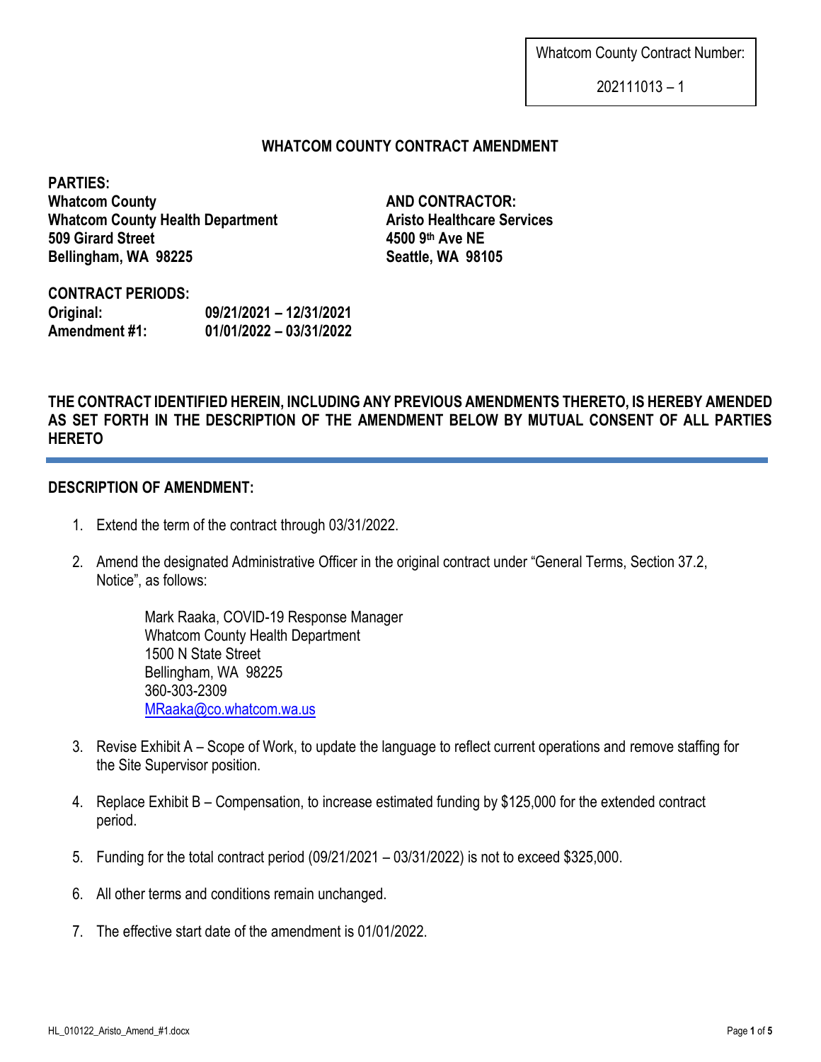Whatcom County Contract Number:

202111013 – 1

# WHATCOM COUNTY CONTRACT AMENDMENT

**PARTIES:**
**Whatcom County**
**Whatcom County Health Department**
**509 Girard Street**
**Bellingham, WA 98225**

**AND CONTRACTOR:**
**Aristo Healthcare Services**
**4500 9th Ave NE**
**Seattle, WA 98105**

**CONTRACT PERIODS:**

| | |
|---|---|
| **Original:** | **09/21/2021 – 12/31/2021** |
| **Amendment #1:** | **01/01/2022 – 03/31/2022** |

**THE CONTRACT IDENTIFIED HEREIN, INCLUDING ANY PREVIOUS AMENDMENTS THERETO, IS HEREBY AMENDED AS SET FORTH IN THE DESCRIPTION OF THE AMENDMENT BELOW BY MUTUAL CONSENT OF ALL PARTIES HERETO**

---

**DESCRIPTION OF AMENDMENT:**

1. Extend the term of the contract through 03/31/2022.
2. Amend the designated Administrative Officer in the original contract under "General Terms, Section 37.2, Notice", as follows:

   Mark Raaka, COVID-19 Response Manager
   Whatcom County Health Department
   1500 N State Street
   Bellingham, WA 98225
   360-303-2309
   MRaaka@co.whatcom.wa.us

3. Revise Exhibit A – Scope of Work, to update the language to reflect current operations and remove staffing for the Site Supervisor position.
4. Replace Exhibit B – Compensation, to increase estimated funding by $125,000 for the extended contract period.
5. Funding for the total contract period (09/21/2021 – 03/31/2022) is not to exceed $325,000.
6. All other terms and conditions remain unchanged.
7. The effective start date of the amendment is 01/01/2022.

HL_010122_Aristo_Amend_#1.docx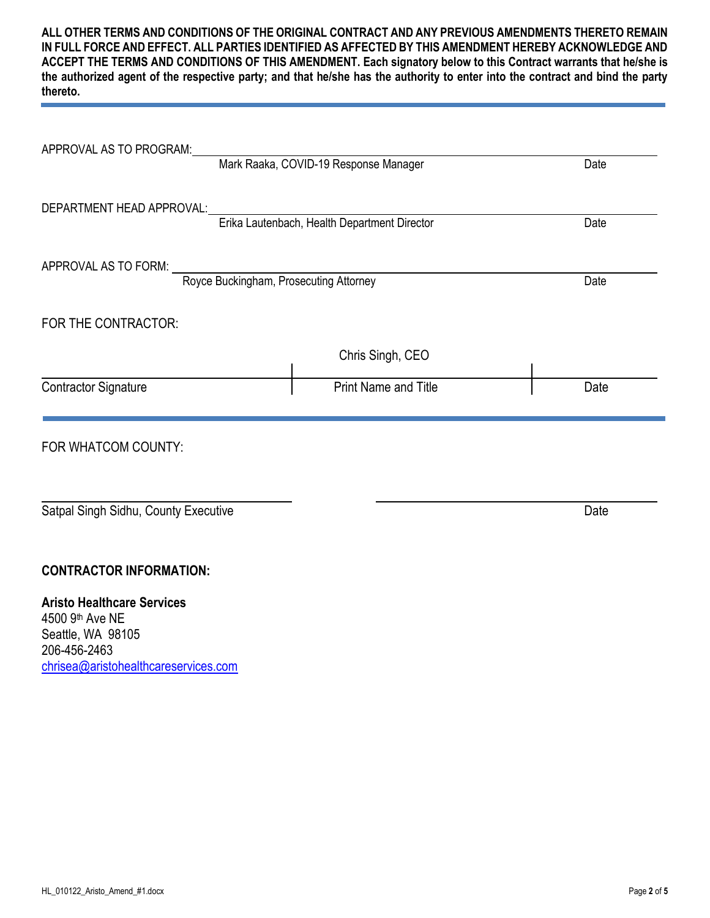**ALL OTHER TERMS AND CONDITIONS OF THE ORIGINAL CONTRACT AND ANY PREVIOUS AMENDMENTS THERETO REMAIN IN FULL FORCE AND EFFECT. ALL PARTIES IDENTIFIED AS AFFECTED BY THIS AMENDMENT HEREBY ACKNOWLEDGE AND ACCEPT THE TERMS AND CONDITIONS OF THIS AMENDMENT. Each signatory below to this Contract warrants that he/she is the authorized agent of the respective party; and that he/she has the authority to enter into the contract and bind the party thereto.**

---

APPROVAL AS TO PROGRAM: ______________________________________________
Mark Raaka, COVID-19 Response Manager — Date

DEPARTMENT HEAD APPROVAL: ______________________________________________
Erika Lautenbach, Health Department Director — Date

APPROVAL AS TO FORM: ______________________________________________
Royce Buckingham, Prosecuting Attorney — Date

FOR THE CONTRACTOR:

| | Chris Singh, CEO | |
|---|---|---|
| Contractor Signature | Print Name and Title | Date |

---

FOR WHATCOM COUNTY:

______________________________ ______________________________
Satpal Singh Sidhu, County Executive — Date

**CONTRACTOR INFORMATION:**

**Aristo Healthcare Services**
4500 9th Ave NE
Seattle, WA 98105
206-456-2463
chrisea@aristohealthcareservices.com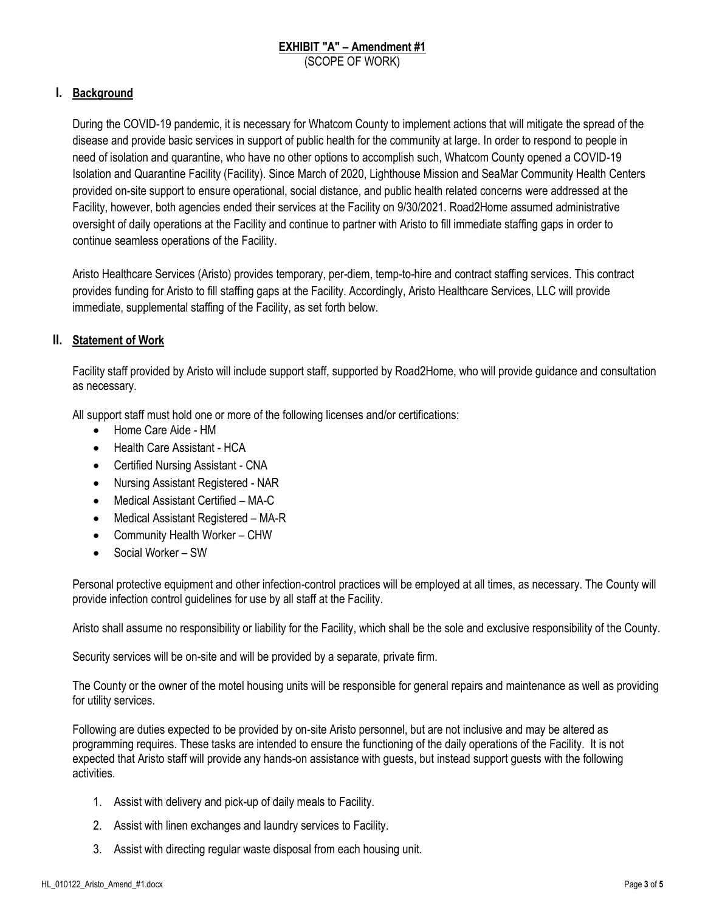**EXHIBIT "A" – Amendment #1**
(SCOPE OF WORK)

## I. Background

During the COVID-19 pandemic, it is necessary for Whatcom County to implement actions that will mitigate the spread of the disease and provide basic services in support of public health for the community at large. In order to respond to people in need of isolation and quarantine, who have no other options to accomplish such, Whatcom County opened a COVID-19 Isolation and Quarantine Facility (Facility). Since March of 2020, Lighthouse Mission and SeaMar Community Health Centers provided on-site support to ensure operational, social distance, and public health related concerns were addressed at the Facility, however, both agencies ended their services at the Facility on 9/30/2021. Road2Home assumed administrative oversight of daily operations at the Facility and continue to partner with Aristo to fill immediate staffing gaps in order to continue seamless operations of the Facility.

Aristo Healthcare Services (Aristo) provides temporary, per-diem, temp-to-hire and contract staffing services. This contract provides funding for Aristo to fill staffing gaps at the Facility. Accordingly, Aristo Healthcare Services, LLC will provide immediate, supplemental staffing of the Facility, as set forth below.

## II. Statement of Work

Facility staff provided by Aristo will include support staff, supported by Road2Home, who will provide guidance and consultation as necessary.

All support staff must hold one or more of the following licenses and/or certifications:

- Home Care Aide - HM
- Health Care Assistant - HCA
- Certified Nursing Assistant - CNA
- Nursing Assistant Registered - NAR
- Medical Assistant Certified – MA-C
- Medical Assistant Registered – MA-R
- Community Health Worker – CHW
- Social Worker – SW

Personal protective equipment and other infection-control practices will be employed at all times, as necessary. The County will provide infection control guidelines for use by all staff at the Facility.

Aristo shall assume no responsibility or liability for the Facility, which shall be the sole and exclusive responsibility of the County.

Security services will be on-site and will be provided by a separate, private firm.

The County or the owner of the motel housing units will be responsible for general repairs and maintenance as well as providing for utility services.

Following are duties expected to be provided by on-site Aristo personnel, but are not inclusive and may be altered as programming requires. These tasks are intended to ensure the functioning of the daily operations of the Facility. It is not expected that Aristo staff will provide any hands-on assistance with guests, but instead support guests with the following activities.

1. Assist with delivery and pick-up of daily meals to Facility.
2. Assist with linen exchanges and laundry services to Facility.
3. Assist with directing regular waste disposal from each housing unit.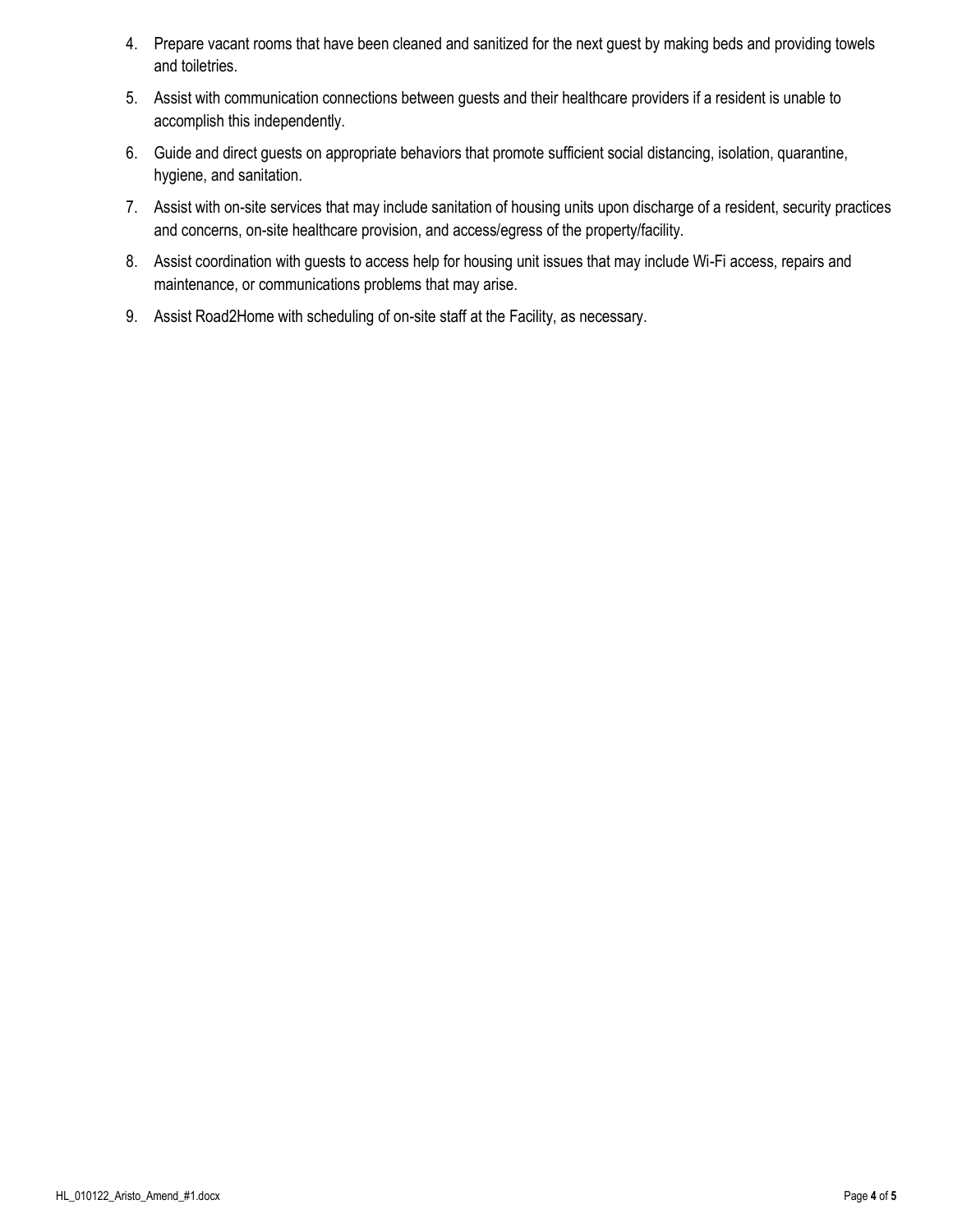4. Prepare vacant rooms that have been cleaned and sanitized for the next guest by making beds and providing towels and toiletries.
5. Assist with communication connections between guests and their healthcare providers if a resident is unable to accomplish this independently.
6. Guide and direct guests on appropriate behaviors that promote sufficient social distancing, isolation, quarantine, hygiene, and sanitation.
7. Assist with on-site services that may include sanitation of housing units upon discharge of a resident, security practices and concerns, on-site healthcare provision, and access/egress of the property/facility.
8. Assist coordination with guests to access help for housing unit issues that may include Wi-Fi access, repairs and maintenance, or communications problems that may arise.
9. Assist Road2Home with scheduling of on-site staff at the Facility, as necessary.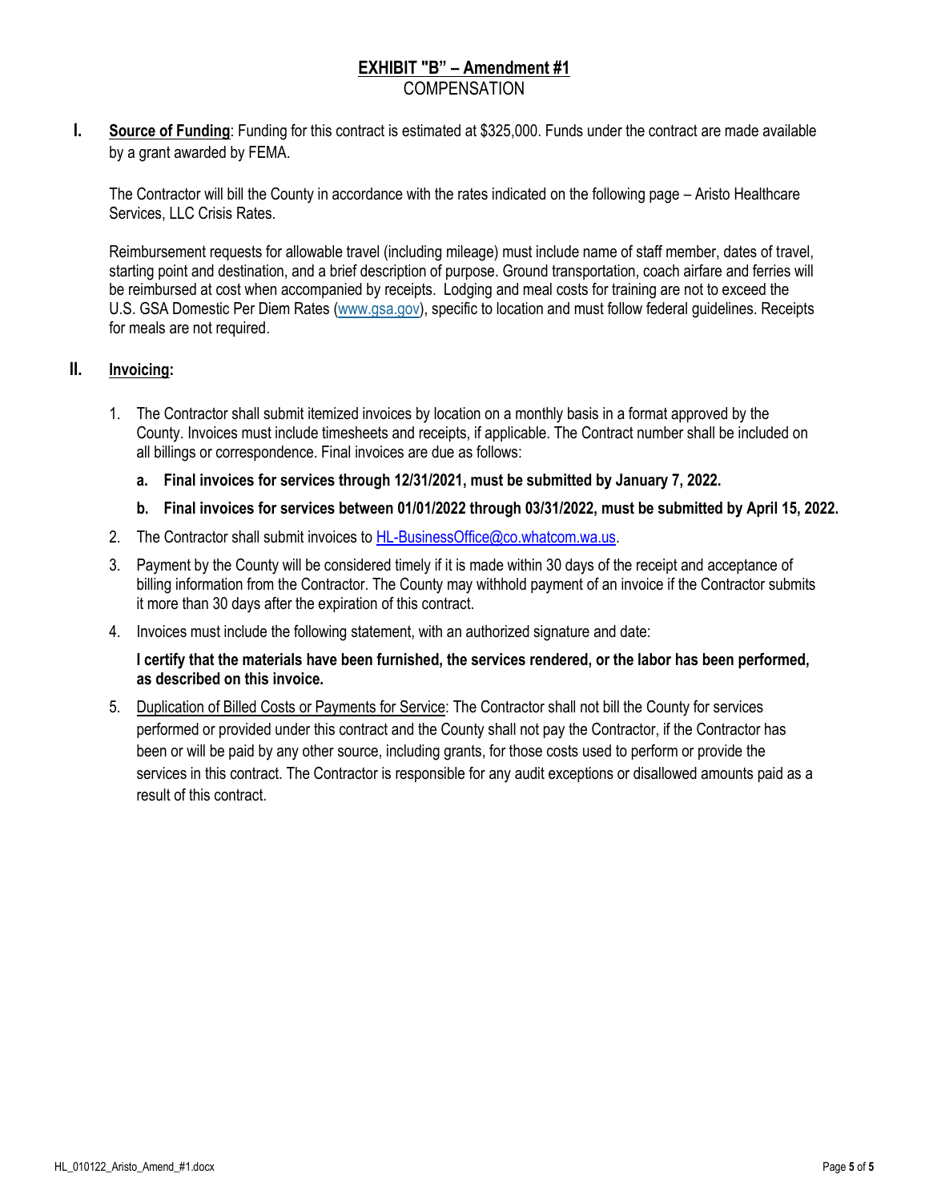# EXHIBIT "B" – Amendment #1

## COMPENSATION

**I. Source of Funding**: Funding for this contract is estimated at $325,000. Funds under the contract are made available by a grant awarded by FEMA.

The Contractor will bill the County in accordance with the rates indicated on the following page – Aristo Healthcare Services, LLC Crisis Rates.

Reimbursement requests for allowable travel (including mileage) must include name of staff member, dates of travel, starting point and destination, and a brief description of purpose. Ground transportation, coach airfare and ferries will be reimbursed at cost when accompanied by receipts. Lodging and meal costs for training are not to exceed the U.S. GSA Domestic Per Diem Rates (www.gsa.gov), specific to location and must follow federal guidelines. Receipts for meals are not required.

**II. Invoicing:**

1. The Contractor shall submit itemized invoices by location on a monthly basis in a format approved by the County. Invoices must include timesheets and receipts, if applicable. The Contract number shall be included on all billings or correspondence. Final invoices are due as follows:
   - **a. Final invoices for services through 12/31/2021, must be submitted by January 7, 2022.**
   - **b. Final invoices for services between 01/01/2022 through 03/31/2022, must be submitted by April 15, 2022.**
2. The Contractor shall submit invoices to HL-BusinessOffice@co.whatcom.wa.us.
3. Payment by the County will be considered timely if it is made within 30 days of the receipt and acceptance of billing information from the Contractor. The County may withhold payment of an invoice if the Contractor submits it more than 30 days after the expiration of this contract.
4. Invoices must include the following statement, with an authorized signature and date:

   **I certify that the materials have been furnished, the services rendered, or the labor has been performed, as described on this invoice.**
5. Duplication of Billed Costs or Payments for Service: The Contractor shall not bill the County for services performed or provided under this contract and the County shall not pay the Contractor, if the Contractor has been or will be paid by any other source, including grants, for those costs used to perform or provide the services in this contract. The Contractor is responsible for any audit exceptions or disallowed amounts paid as a result of this contract.